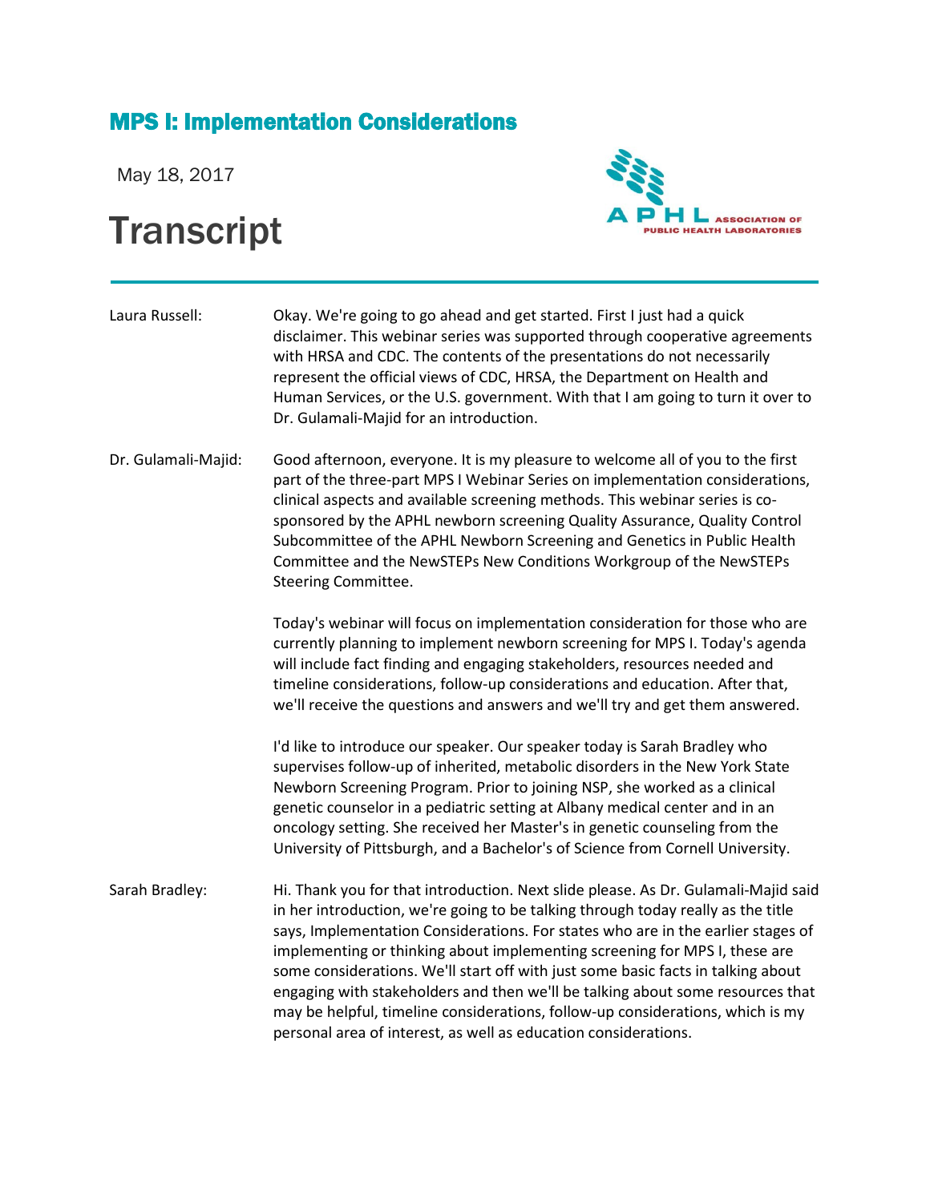## MPS I: Implementation Considerations

May 18, 2017

# Transcript

**Laura Russell:** Okay. We're going to go ahead and get started. First I just had a quick disclaimer. This webinar series was supported through cooperative agreements with HRSA and CDC. The contents of the presentations do not necessarily represent the official views of CDC, HRSA, the Department on Health and Human Services, or the U.S. government. With that I am going to turn it over to Dr. Gulamali-Majid for an introduction.

**Dr. Gulamali-Majid:** Good afternoon, everyone. It is my pleasure to welcome all of you to the first part of the three-part MPS I Webinar Series on implementation considerations, clinical aspects and available screening methods. This webinar series is co-sponsored by the APHL newborn screening Quality Assurance, Quality Control Subcommittee of the APHL Newborn Screening and Genetics in Public Health Committee and the NewSTEPs New Conditions Workgroup of the NewSTEPs Steering Committee.

Today's webinar will focus on implementation consideration for those who are currently planning to implement newborn screening for MPS I. Today's agenda will include fact finding and engaging stakeholders, resources needed and timeline considerations, follow-up considerations and education. After that, we'll receive the questions and answers and we'll try and get them answered.

I'd like to introduce our speaker. Our speaker today is Sarah Bradley who supervises follow-up of inherited, metabolic disorders in the New York State Newborn Screening Program. Prior to joining NSP, she worked as a clinical genetic counselor in a pediatric setting at Albany medical center and in an oncology setting. She received her Master's in genetic counseling from the University of Pittsburgh, and a Bachelor's of Science from Cornell University.

**Sarah Bradley:** Hi. Thank you for that introduction. Next slide please. As Dr. Gulamali-Majid said in her introduction, we're going to be talking through today really as the title says, Implementation Considerations. For states who are in the earlier stages of implementing or thinking about implementing screening for MPS I, these are some considerations. We'll start off with just some basic facts in talking about engaging with stakeholders and then we'll be talking about some resources that may be helpful, timeline considerations, follow-up considerations, which is my personal area of interest, as well as education considerations.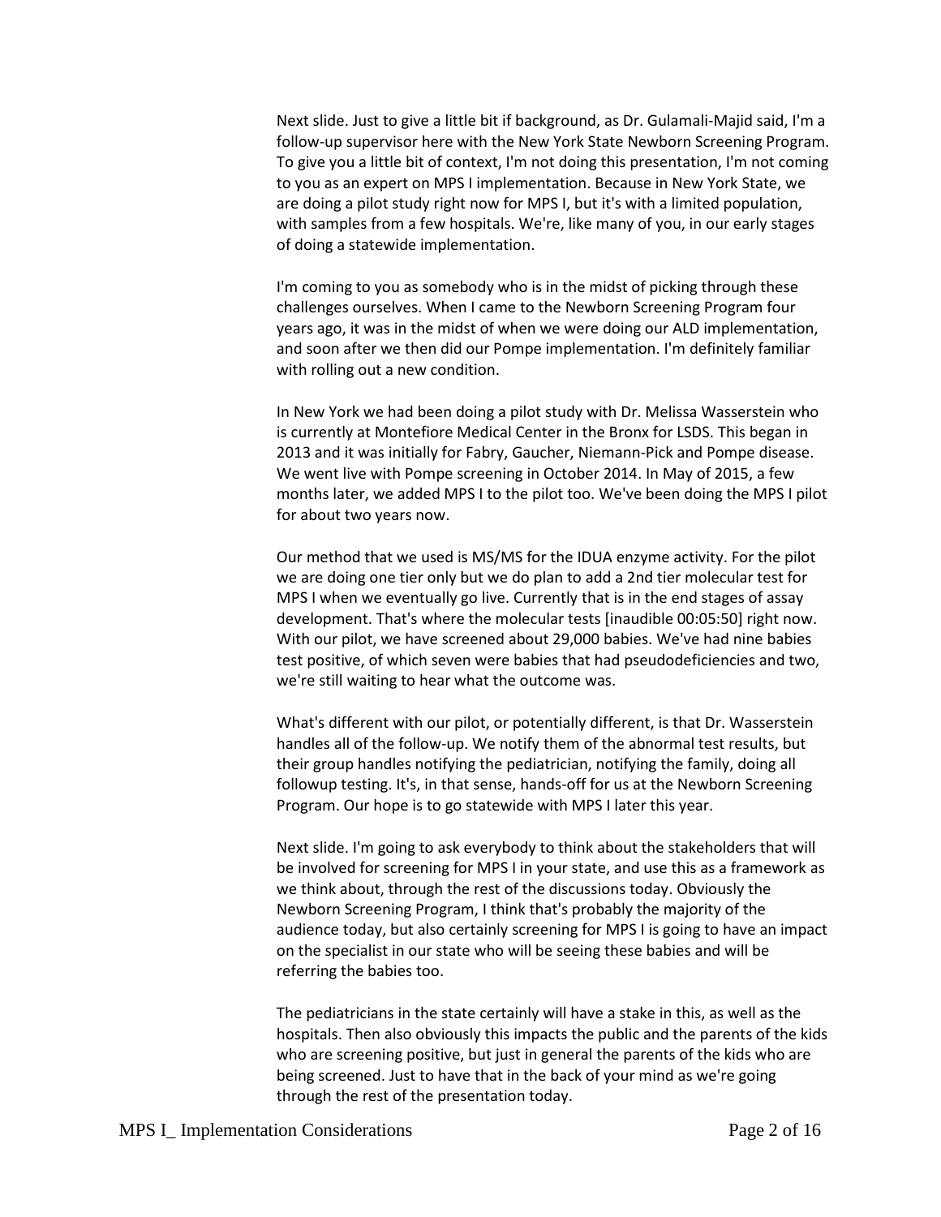Next slide. Just to give a little bit if background, as Dr. Gulamali-Majid said, I'm a follow-up supervisor here with the New York State Newborn Screening Program. To give you a little bit of context, I'm not doing this presentation, I'm not coming to you as an expert on MPS I implementation. Because in New York State, we are doing a pilot study right now for MPS I, but it's with a limited population, with samples from a few hospitals. We're, like many of you, in our early stages of doing a statewide implementation.

I'm coming to you as somebody who is in the midst of picking through these challenges ourselves. When I came to the Newborn Screening Program four years ago, it was in the midst of when we were doing our ALD implementation, and soon after we then did our Pompe implementation. I'm definitely familiar with rolling out a new condition.

In New York we had been doing a pilot study with Dr. Melissa Wasserstein who is currently at Montefiore Medical Center in the Bronx for LSDS. This began in 2013 and it was initially for Fabry, Gaucher, Niemann-Pick and Pompe disease. We went live with Pompe screening in October 2014. In May of 2015, a few months later, we added MPS I to the pilot too. We've been doing the MPS I pilot for about two years now.

Our method that we used is MS/MS for the IDUA enzyme activity. For the pilot we are doing one tier only but we do plan to add a 2nd tier molecular test for MPS I when we eventually go live. Currently that is in the end stages of assay development. That's where the molecular tests [inaudible 00:05:50] right now. With our pilot, we have screened about 29,000 babies. We've had nine babies test positive, of which seven were babies that had pseudodeficiencies and two, we're still waiting to hear what the outcome was.

What's different with our pilot, or potentially different, is that Dr. Wasserstein handles all of the follow-up. We notify them of the abnormal test results, but their group handles notifying the pediatrician, notifying the family, doing all followup testing. It's, in that sense, hands-off for us at the Newborn Screening Program. Our hope is to go statewide with MPS I later this year.

Next slide. I'm going to ask everybody to think about the stakeholders that will be involved for screening for MPS I in your state, and use this as a framework as we think about, through the rest of the discussions today. Obviously the Newborn Screening Program, I think that's probably the majority of the audience today, but also certainly screening for MPS I is going to have an impact on the specialist in our state who will be seeing these babies and will be referring the babies too.

The pediatricians in the state certainly will have a stake in this, as well as the hospitals. Then also obviously this impacts the public and the parents of the kids who are screening positive, but just in general the parents of the kids who are being screened. Just to have that in the back of your mind as we're going through the rest of the presentation today.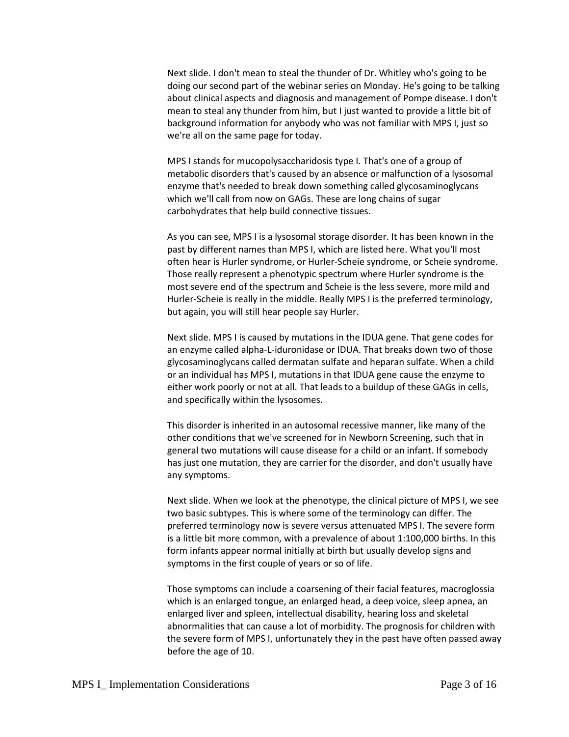Next slide. I don't mean to steal the thunder of Dr. Whitley who's going to be doing our second part of the webinar series on Monday. He's going to be talking about clinical aspects and diagnosis and management of Pompe disease. I don't mean to steal any thunder from him, but I just wanted to provide a little bit of background information for anybody who was not familiar with MPS I, just so we're all on the same page for today.

MPS I stands for mucopolysaccharidosis type I. That's one of a group of metabolic disorders that's caused by an absence or malfunction of a lysosomal enzyme that's needed to break down something called glycosaminoglycans which we'll call from now on GAGs. These are long chains of sugar carbohydrates that help build connective tissues.

As you can see, MPS I is a lysosomal storage disorder. It has been known in the past by different names than MPS I, which are listed here. What you'll most often hear is Hurler syndrome, or Hurler-Scheie syndrome, or Scheie syndrome. Those really represent a phenotypic spectrum where Hurler syndrome is the most severe end of the spectrum and Scheie is the less severe, more mild and Hurler-Scheie is really in the middle. Really MPS I is the preferred terminology, but again, you will still hear people say Hurler.

Next slide. MPS I is caused by mutations in the IDUA gene. That gene codes for an enzyme called alpha-L-iduronidase or IDUA. That breaks down two of those glycosaminoglycans called dermatan sulfate and heparan sulfate. When a child or an individual has MPS I, mutations in that IDUA gene cause the enzyme to either work poorly or not at all. That leads to a buildup of these GAGs in cells, and specifically within the lysosomes.

This disorder is inherited in an autosomal recessive manner, like many of the other conditions that we've screened for in Newborn Screening, such that in general two mutations will cause disease for a child or an infant. If somebody has just one mutation, they are carrier for the disorder, and don't usually have any symptoms.

Next slide. When we look at the phenotype, the clinical picture of MPS I, we see two basic subtypes. This is where some of the terminology can differ. The preferred terminology now is severe versus attenuated MPS I. The severe form is a little bit more common, with a prevalence of about 1:100,000 births. In this form infants appear normal initially at birth but usually develop signs and symptoms in the first couple of years or so of life.

Those symptoms can include a coarsening of their facial features, macroglossia which is an enlarged tongue, an enlarged head, a deep voice, sleep apnea, an enlarged liver and spleen, intellectual disability, hearing loss and skeletal abnormalities that can cause a lot of morbidity. The prognosis for children with the severe form of MPS I, unfortunately they in the past have often passed away before the age of 10.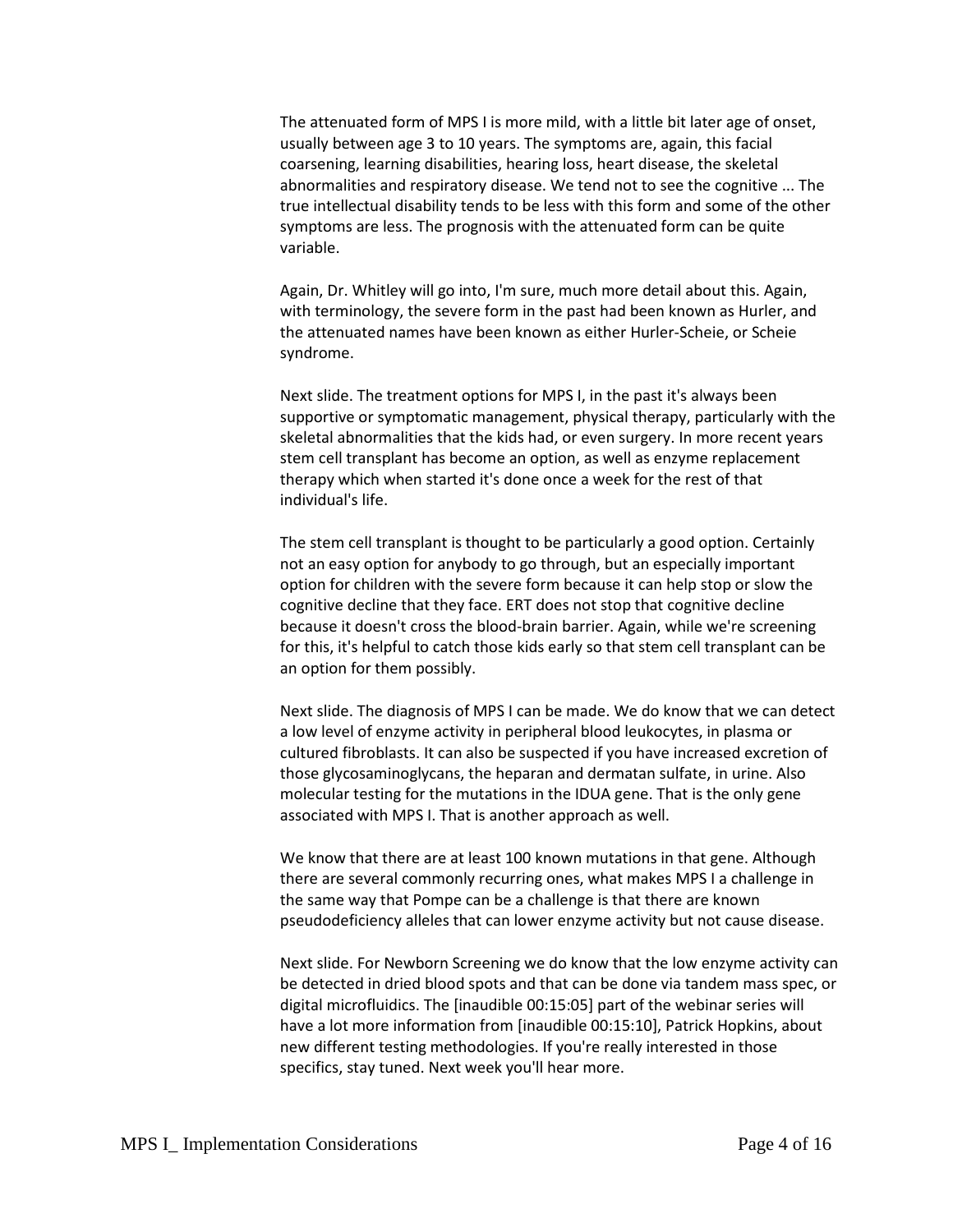The attenuated form of MPS I is more mild, with a little bit later age of onset, usually between age 3 to 10 years. The symptoms are, again, this facial coarsening, learning disabilities, hearing loss, heart disease, the skeletal abnormalities and respiratory disease. We tend not to see the cognitive ... The true intellectual disability tends to be less with this form and some of the other symptoms are less. The prognosis with the attenuated form can be quite variable.

Again, Dr. Whitley will go into, I'm sure, much more detail about this. Again, with terminology, the severe form in the past had been known as Hurler, and the attenuated names have been known as either Hurler-Scheie, or Scheie syndrome.

Next slide. The treatment options for MPS I, in the past it's always been supportive or symptomatic management, physical therapy, particularly with the skeletal abnormalities that the kids had, or even surgery. In more recent years stem cell transplant has become an option, as well as enzyme replacement therapy which when started it's done once a week for the rest of that individual's life.

The stem cell transplant is thought to be particularly a good option. Certainly not an easy option for anybody to go through, but an especially important option for children with the severe form because it can help stop or slow the cognitive decline that they face. ERT does not stop that cognitive decline because it doesn't cross the blood-brain barrier. Again, while we're screening for this, it's helpful to catch those kids early so that stem cell transplant can be an option for them possibly.

Next slide. The diagnosis of MPS I can be made. We do know that we can detect a low level of enzyme activity in peripheral blood leukocytes, in plasma or cultured fibroblasts. It can also be suspected if you have increased excretion of those glycosaminoglycans, the heparan and dermatan sulfate, in urine. Also molecular testing for the mutations in the IDUA gene. That is the only gene associated with MPS I. That is another approach as well.

We know that there are at least 100 known mutations in that gene. Although there are several commonly recurring ones, what makes MPS I a challenge in the same way that Pompe can be a challenge is that there are known pseudodeficiency alleles that can lower enzyme activity but not cause disease.

Next slide. For Newborn Screening we do know that the low enzyme activity can be detected in dried blood spots and that can be done via tandem mass spec, or digital microfluidics. The [inaudible 00:15:05] part of the webinar series will have a lot more information from [inaudible 00:15:10], Patrick Hopkins, about new different testing methodologies. If you're really interested in those specifics, stay tuned. Next week you'll hear more.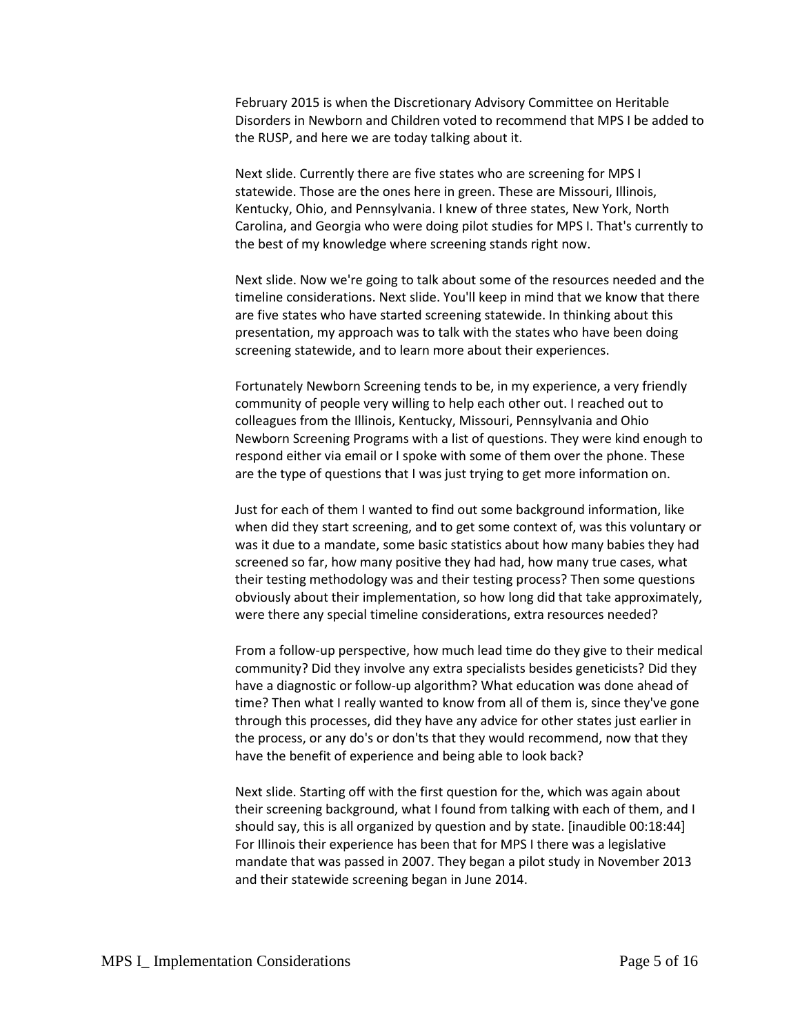February 2015 is when the Discretionary Advisory Committee on Heritable Disorders in Newborn and Children voted to recommend that MPS I be added to the RUSP, and here we are today talking about it.

Next slide. Currently there are five states who are screening for MPS I statewide. Those are the ones here in green. These are Missouri, Illinois, Kentucky, Ohio, and Pennsylvania. I knew of three states, New York, North Carolina, and Georgia who were doing pilot studies for MPS I. That's currently to the best of my knowledge where screening stands right now.

Next slide. Now we're going to talk about some of the resources needed and the timeline considerations. Next slide. You'll keep in mind that we know that there are five states who have started screening statewide. In thinking about this presentation, my approach was to talk with the states who have been doing screening statewide, and to learn more about their experiences.

Fortunately Newborn Screening tends to be, in my experience, a very friendly community of people very willing to help each other out. I reached out to colleagues from the Illinois, Kentucky, Missouri, Pennsylvania and Ohio Newborn Screening Programs with a list of questions. They were kind enough to respond either via email or I spoke with some of them over the phone. These are the type of questions that I was just trying to get more information on.

Just for each of them I wanted to find out some background information, like when did they start screening, and to get some context of, was this voluntary or was it due to a mandate, some basic statistics about how many babies they had screened so far, how many positive they had had, how many true cases, what their testing methodology was and their testing process? Then some questions obviously about their implementation, so how long did that take approximately, were there any special timeline considerations, extra resources needed?

From a follow-up perspective, how much lead time do they give to their medical community? Did they involve any extra specialists besides geneticists? Did they have a diagnostic or follow-up algorithm? What education was done ahead of time? Then what I really wanted to know from all of them is, since they've gone through this processes, did they have any advice for other states just earlier in the process, or any do's or don'ts that they would recommend, now that they have the benefit of experience and being able to look back?

Next slide. Starting off with the first question for the, which was again about their screening background, what I found from talking with each of them, and I should say, this is all organized by question and by state. [inaudible 00:18:44] For Illinois their experience has been that for MPS I there was a legislative mandate that was passed in 2007. They began a pilot study in November 2013 and their statewide screening began in June 2014.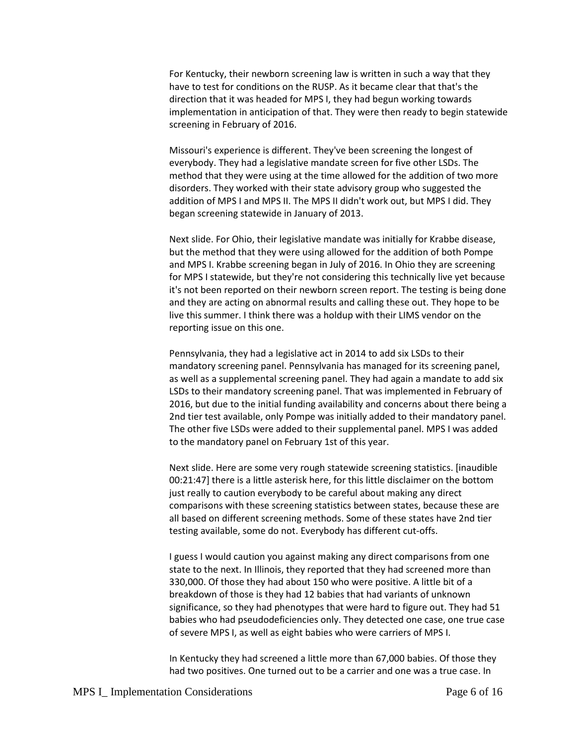For Kentucky, their newborn screening law is written in such a way that they have to test for conditions on the RUSP. As it became clear that that's the direction that it was headed for MPS I, they had begun working towards implementation in anticipation of that. They were then ready to begin statewide screening in February of 2016.

Missouri's experience is different. They've been screening the longest of everybody. They had a legislative mandate screen for five other LSDs. The method that they were using at the time allowed for the addition of two more disorders. They worked with their state advisory group who suggested the addition of MPS I and MPS II. The MPS II didn't work out, but MPS I did. They began screening statewide in January of 2013.

Next slide. For Ohio, their legislative mandate was initially for Krabbe disease, but the method that they were using allowed for the addition of both Pompe and MPS I. Krabbe screening began in July of 2016. In Ohio they are screening for MPS I statewide, but they're not considering this technically live yet because it's not been reported on their newborn screen report. The testing is being done and they are acting on abnormal results and calling these out. They hope to be live this summer. I think there was a holdup with their LIMS vendor on the reporting issue on this one.

Pennsylvania, they had a legislative act in 2014 to add six LSDs to their mandatory screening panel. Pennsylvania has managed for its screening panel, as well as a supplemental screening panel. They had again a mandate to add six LSDs to their mandatory screening panel. That was implemented in February of 2016, but due to the initial funding availability and concerns about there being a 2nd tier test available, only Pompe was initially added to their mandatory panel. The other five LSDs were added to their supplemental panel. MPS I was added to the mandatory panel on February 1st of this year.

Next slide. Here are some very rough statewide screening statistics. [inaudible 00:21:47] there is a little asterisk here, for this little disclaimer on the bottom just really to caution everybody to be careful about making any direct comparisons with these screening statistics between states, because these are all based on different screening methods. Some of these states have 2nd tier testing available, some do not. Everybody has different cut-offs.

I guess I would caution you against making any direct comparisons from one state to the next. In Illinois, they reported that they had screened more than 330,000. Of those they had about 150 who were positive. A little bit of a breakdown of those is they had 12 babies that had variants of unknown significance, so they had phenotypes that were hard to figure out. They had 51 babies who had pseudodeficiencies only. They detected one case, one true case of severe MPS I, as well as eight babies who were carriers of MPS I.

In Kentucky they had screened a little more than 67,000 babies. Of those they had two positives. One turned out to be a carrier and one was a true case. In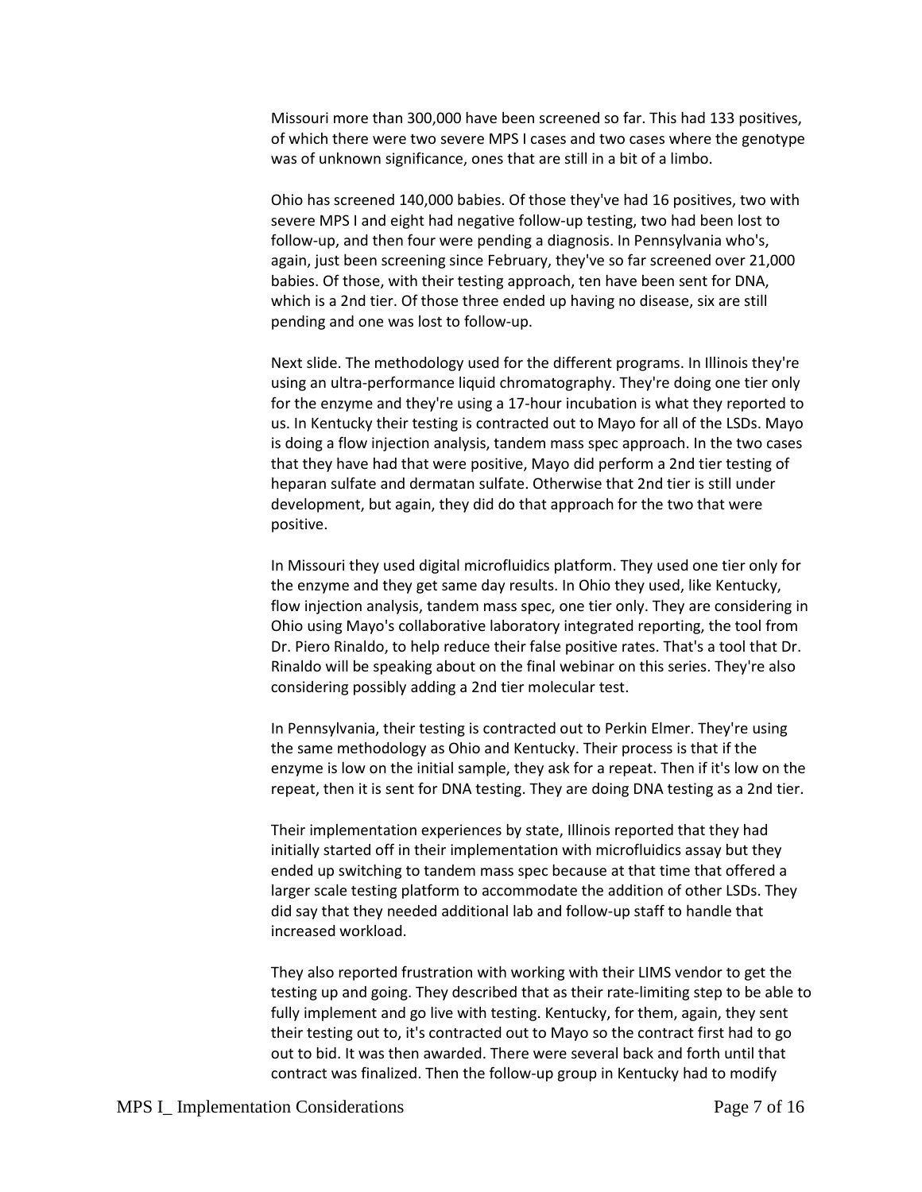Missouri more than 300,000 have been screened so far. This had 133 positives, of which there were two severe MPS I cases and two cases where the genotype was of unknown significance, ones that are still in a bit of a limbo.

Ohio has screened 140,000 babies. Of those they've had 16 positives, two with severe MPS I and eight had negative follow-up testing, two had been lost to follow-up, and then four were pending a diagnosis. In Pennsylvania who's, again, just been screening since February, they've so far screened over 21,000 babies. Of those, with their testing approach, ten have been sent for DNA, which is a 2nd tier. Of those three ended up having no disease, six are still pending and one was lost to follow-up.

Next slide. The methodology used for the different programs. In Illinois they're using an ultra-performance liquid chromatography. They're doing one tier only for the enzyme and they're using a 17-hour incubation is what they reported to us. In Kentucky their testing is contracted out to Mayo for all of the LSDs. Mayo is doing a flow injection analysis, tandem mass spec approach. In the two cases that they have had that were positive, Mayo did perform a 2nd tier testing of heparan sulfate and dermatan sulfate. Otherwise that 2nd tier is still under development, but again, they did do that approach for the two that were positive.

In Missouri they used digital microfluidics platform. They used one tier only for the enzyme and they get same day results. In Ohio they used, like Kentucky, flow injection analysis, tandem mass spec, one tier only. They are considering in Ohio using Mayo's collaborative laboratory integrated reporting, the tool from Dr. Piero Rinaldo, to help reduce their false positive rates. That's a tool that Dr. Rinaldo will be speaking about on the final webinar on this series. They're also considering possibly adding a 2nd tier molecular test.

In Pennsylvania, their testing is contracted out to Perkin Elmer. They're using the same methodology as Ohio and Kentucky. Their process is that if the enzyme is low on the initial sample, they ask for a repeat. Then if it's low on the repeat, then it is sent for DNA testing. They are doing DNA testing as a 2nd tier.

Their implementation experiences by state, Illinois reported that they had initially started off in their implementation with microfluidics assay but they ended up switching to tandem mass spec because at that time that offered a larger scale testing platform to accommodate the addition of other LSDs. They did say that they needed additional lab and follow-up staff to handle that increased workload.

They also reported frustration with working with their LIMS vendor to get the testing up and going. They described that as their rate-limiting step to be able to fully implement and go live with testing. Kentucky, for them, again, they sent their testing out to, it's contracted out to Mayo so the contract first had to go out to bid. It was then awarded. There were several back and forth until that contract was finalized. Then the follow-up group in Kentucky had to modify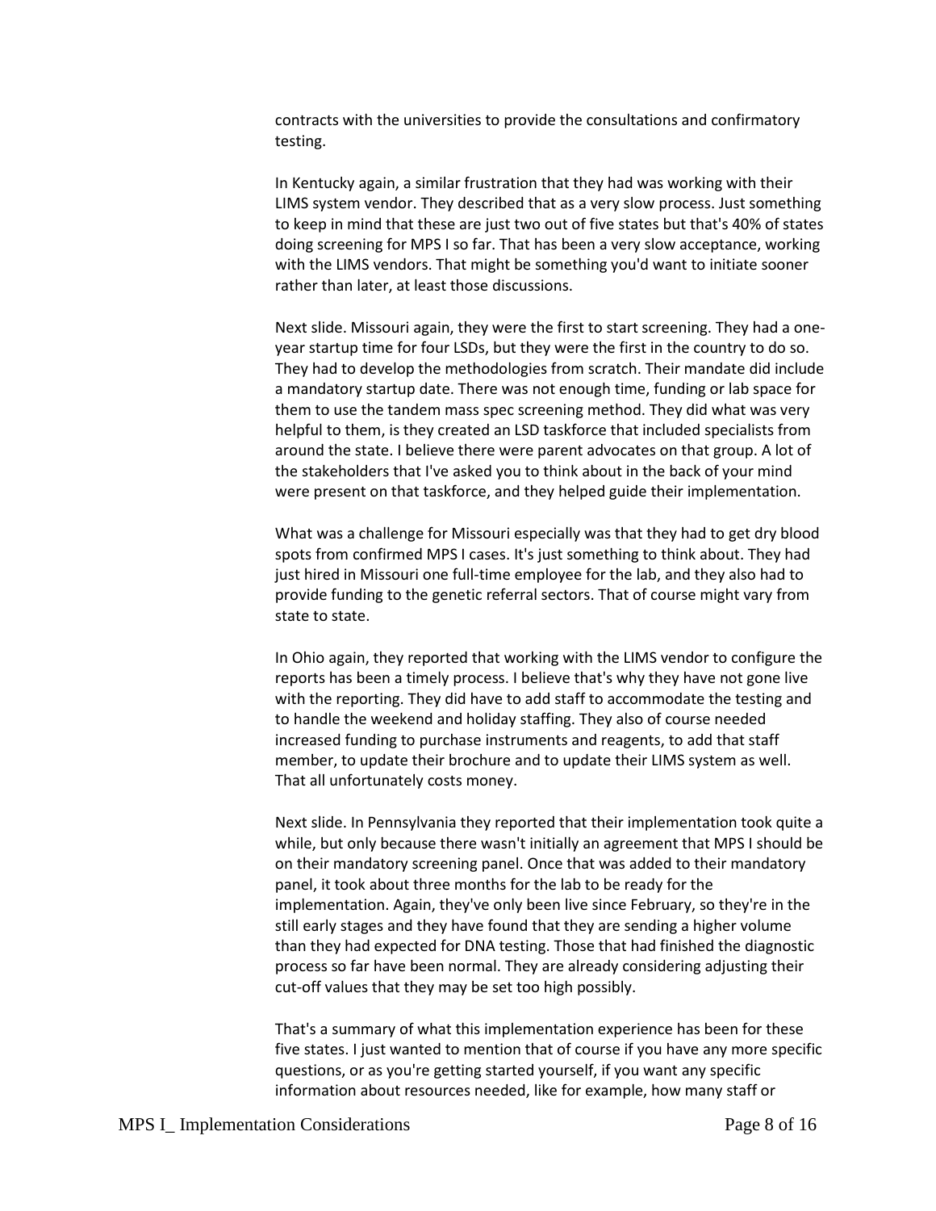contracts with the universities to provide the consultations and confirmatory testing.

In Kentucky again, a similar frustration that they had was working with their LIMS system vendor. They described that as a very slow process. Just something to keep in mind that these are just two out of five states but that's 40% of states doing screening for MPS I so far. That has been a very slow acceptance, working with the LIMS vendors. That might be something you'd want to initiate sooner rather than later, at least those discussions.

Next slide. Missouri again, they were the first to start screening. They had a one-year startup time for four LSDs, but they were the first in the country to do so. They had to develop the methodologies from scratch. Their mandate did include a mandatory startup date. There was not enough time, funding or lab space for them to use the tandem mass spec screening method. They did what was very helpful to them, is they created an LSD taskforce that included specialists from around the state. I believe there were parent advocates on that group. A lot of the stakeholders that I've asked you to think about in the back of your mind were present on that taskforce, and they helped guide their implementation.

What was a challenge for Missouri especially was that they had to get dry blood spots from confirmed MPS I cases. It's just something to think about. They had just hired in Missouri one full-time employee for the lab, and they also had to provide funding to the genetic referral sectors. That of course might vary from state to state.

In Ohio again, they reported that working with the LIMS vendor to configure the reports has been a timely process. I believe that's why they have not gone live with the reporting. They did have to add staff to accommodate the testing and to handle the weekend and holiday staffing. They also of course needed increased funding to purchase instruments and reagents, to add that staff member, to update their brochure and to update their LIMS system as well. That all unfortunately costs money.

Next slide. In Pennsylvania they reported that their implementation took quite a while, but only because there wasn't initially an agreement that MPS I should be on their mandatory screening panel. Once that was added to their mandatory panel, it took about three months for the lab to be ready for the implementation. Again, they've only been live since February, so they're in the still early stages and they have found that they are sending a higher volume than they had expected for DNA testing. Those that had finished the diagnostic process so far have been normal. They are already considering adjusting their cut-off values that they may be set too high possibly.

That's a summary of what this implementation experience has been for these five states. I just wanted to mention that of course if you have any more specific questions, or as you're getting started yourself, if you want any specific information about resources needed, like for example, how many staff or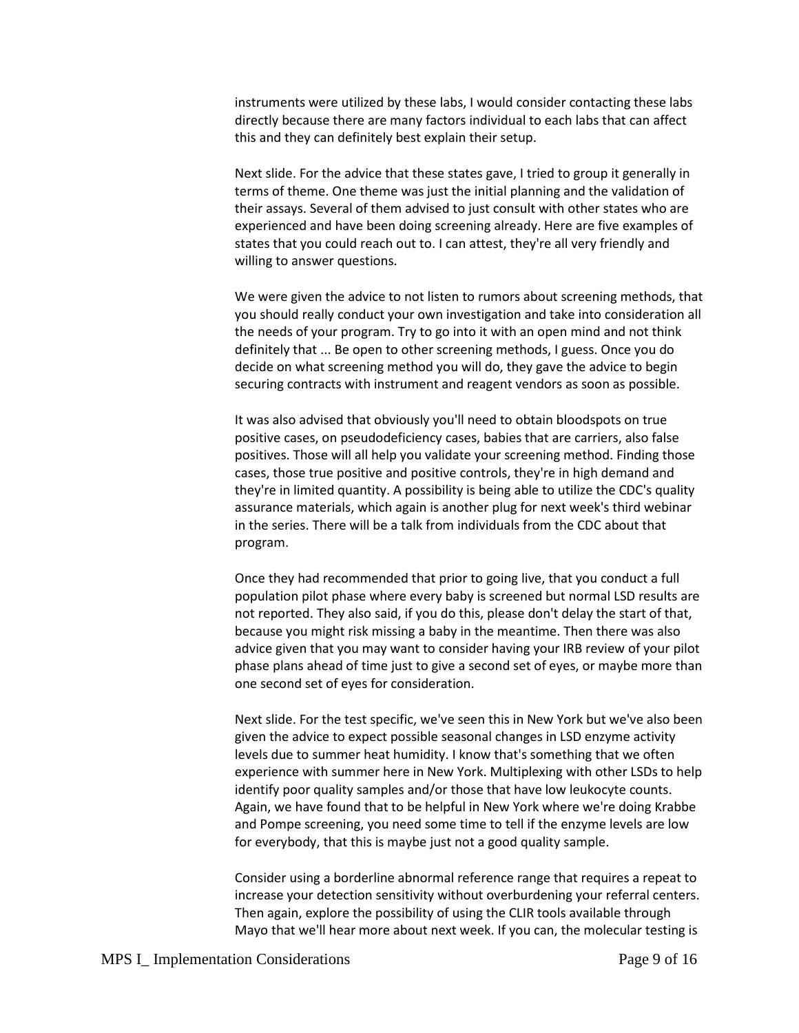instruments were utilized by these labs, I would consider contacting these labs directly because there are many factors individual to each labs that can affect this and they can definitely best explain their setup.

Next slide. For the advice that these states gave, I tried to group it generally in terms of theme. One theme was just the initial planning and the validation of their assays. Several of them advised to just consult with other states who are experienced and have been doing screening already. Here are five examples of states that you could reach out to. I can attest, they're all very friendly and willing to answer questions.

We were given the advice to not listen to rumors about screening methods, that you should really conduct your own investigation and take into consideration all the needs of your program. Try to go into it with an open mind and not think definitely that ... Be open to other screening methods, I guess. Once you do decide on what screening method you will do, they gave the advice to begin securing contracts with instrument and reagent vendors as soon as possible.

It was also advised that obviously you'll need to obtain bloodspots on true positive cases, on pseudodeficiency cases, babies that are carriers, also false positives. Those will all help you validate your screening method. Finding those cases, those true positive and positive controls, they're in high demand and they're in limited quantity. A possibility is being able to utilize the CDC's quality assurance materials, which again is another plug for next week's third webinar in the series. There will be a talk from individuals from the CDC about that program.

Once they had recommended that prior to going live, that you conduct a full population pilot phase where every baby is screened but normal LSD results are not reported. They also said, if you do this, please don't delay the start of that, because you might risk missing a baby in the meantime. Then there was also advice given that you may want to consider having your IRB review of your pilot phase plans ahead of time just to give a second set of eyes, or maybe more than one second set of eyes for consideration.

Next slide. For the test specific, we've seen this in New York but we've also been given the advice to expect possible seasonal changes in LSD enzyme activity levels due to summer heat humidity. I know that's something that we often experience with summer here in New York. Multiplexing with other LSDs to help identify poor quality samples and/or those that have low leukocyte counts. Again, we have found that to be helpful in New York where we're doing Krabbe and Pompe screening, you need some time to tell if the enzyme levels are low for everybody, that this is maybe just not a good quality sample.

Consider using a borderline abnormal reference range that requires a repeat to increase your detection sensitivity without overburdening your referral centers. Then again, explore the possibility of using the CLIR tools available through Mayo that we'll hear more about next week. If you can, the molecular testing is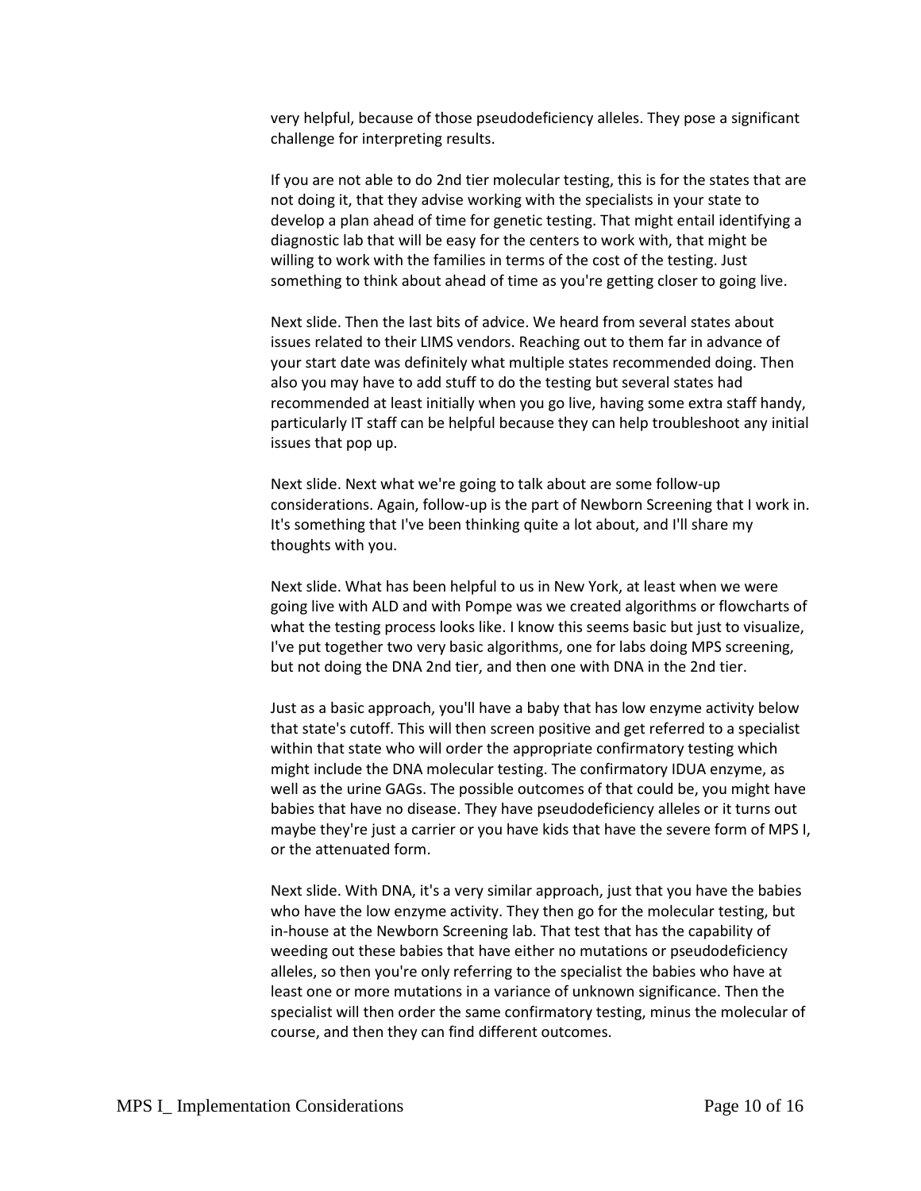very helpful, because of those pseudodeficiency alleles. They pose a significant challenge for interpreting results.

If you are not able to do 2nd tier molecular testing, this is for the states that are not doing it, that they advise working with the specialists in your state to develop a plan ahead of time for genetic testing. That might entail identifying a diagnostic lab that will be easy for the centers to work with, that might be willing to work with the families in terms of the cost of the testing. Just something to think about ahead of time as you're getting closer to going live.

Next slide. Then the last bits of advice. We heard from several states about issues related to their LIMS vendors. Reaching out to them far in advance of your start date was definitely what multiple states recommended doing. Then also you may have to add stuff to do the testing but several states had recommended at least initially when you go live, having some extra staff handy, particularly IT staff can be helpful because they can help troubleshoot any initial issues that pop up.

Next slide. Next what we're going to talk about are some follow-up considerations. Again, follow-up is the part of Newborn Screening that I work in. It's something that I've been thinking quite a lot about, and I'll share my thoughts with you.

Next slide. What has been helpful to us in New York, at least when we were going live with ALD and with Pompe was we created algorithms or flowcharts of what the testing process looks like. I know this seems basic but just to visualize, I've put together two very basic algorithms, one for labs doing MPS screening, but not doing the DNA 2nd tier, and then one with DNA in the 2nd tier.

Just as a basic approach, you'll have a baby that has low enzyme activity below that state's cutoff. This will then screen positive and get referred to a specialist within that state who will order the appropriate confirmatory testing which might include the DNA molecular testing. The confirmatory IDUA enzyme, as well as the urine GAGs. The possible outcomes of that could be, you might have babies that have no disease. They have pseudodeficiency alleles or it turns out maybe they're just a carrier or you have kids that have the severe form of MPS I, or the attenuated form.

Next slide. With DNA, it's a very similar approach, just that you have the babies who have the low enzyme activity. They then go for the molecular testing, but in-house at the Newborn Screening lab. That test that has the capability of weeding out these babies that have either no mutations or pseudodeficiency alleles, so then you're only referring to the specialist the babies who have at least one or more mutations in a variance of unknown significance. Then the specialist will then order the same confirmatory testing, minus the molecular of course, and then they can find different outcomes.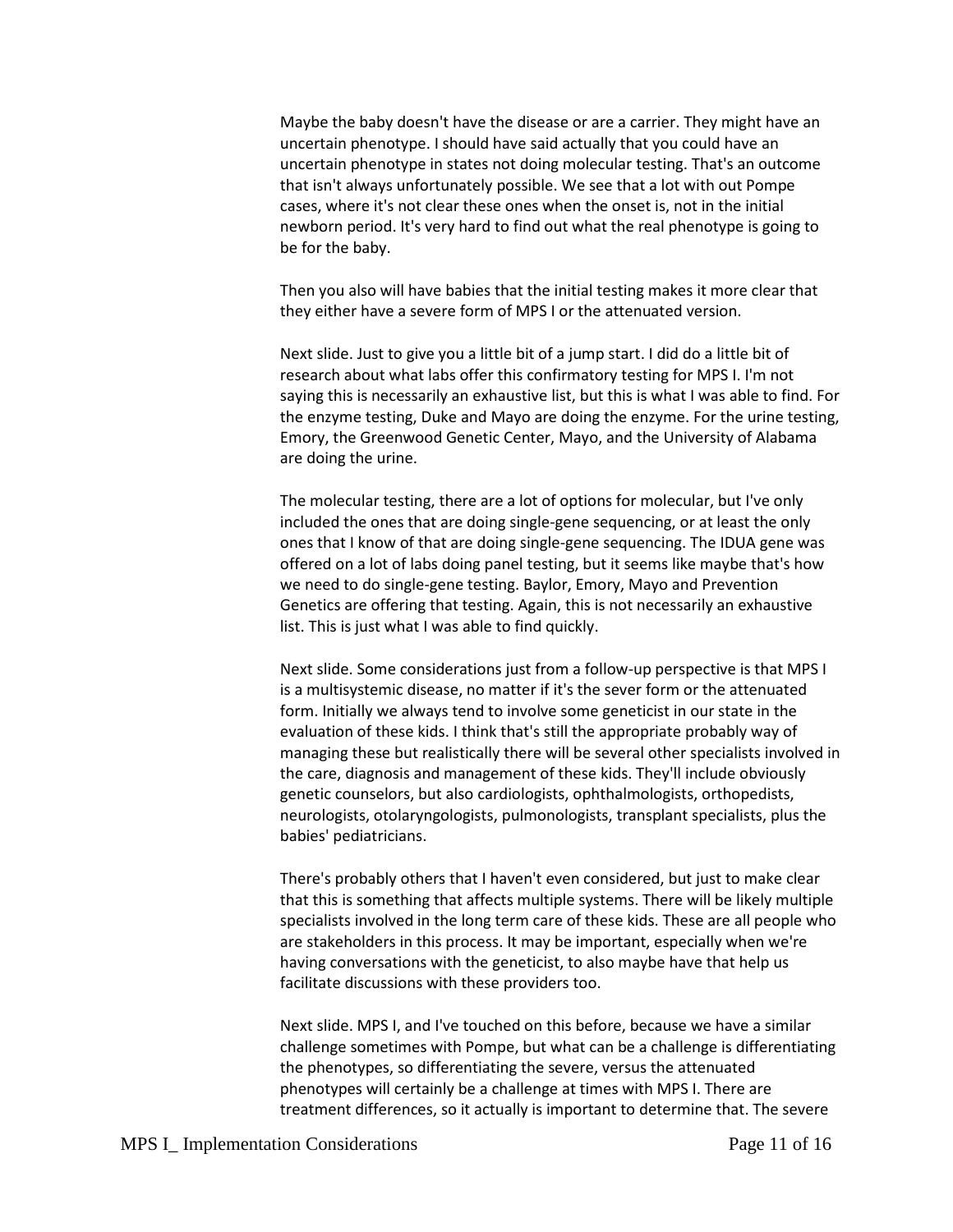Maybe the baby doesn't have the disease or are a carrier. They might have an uncertain phenotype. I should have said actually that you could have an uncertain phenotype in states not doing molecular testing. That's an outcome that isn't always unfortunately possible. We see that a lot with out Pompe cases, where it's not clear these ones when the onset is, not in the initial newborn period. It's very hard to find out what the real phenotype is going to be for the baby.

Then you also will have babies that the initial testing makes it more clear that they either have a severe form of MPS I or the attenuated version.

Next slide. Just to give you a little bit of a jump start. I did do a little bit of research about what labs offer this confirmatory testing for MPS I. I'm not saying this is necessarily an exhaustive list, but this is what I was able to find. For the enzyme testing, Duke and Mayo are doing the enzyme. For the urine testing, Emory, the Greenwood Genetic Center, Mayo, and the University of Alabama are doing the urine.

The molecular testing, there are a lot of options for molecular, but I've only included the ones that are doing single-gene sequencing, or at least the only ones that I know of that are doing single-gene sequencing. The IDUA gene was offered on a lot of labs doing panel testing, but it seems like maybe that's how we need to do single-gene testing. Baylor, Emory, Mayo and Prevention Genetics are offering that testing. Again, this is not necessarily an exhaustive list. This is just what I was able to find quickly.

Next slide. Some considerations just from a follow-up perspective is that MPS I is a multisystemic disease, no matter if it's the sever form or the attenuated form. Initially we always tend to involve some geneticist in our state in the evaluation of these kids. I think that's still the appropriate probably way of managing these but realistically there will be several other specialists involved in the care, diagnosis and management of these kids. They'll include obviously genetic counselors, but also cardiologists, ophthalmologists, orthopedists, neurologists, otolaryngologists, pulmonologists, transplant specialists, plus the babies' pediatricians.

There's probably others that I haven't even considered, but just to make clear that this is something that affects multiple systems. There will be likely multiple specialists involved in the long term care of these kids. These are all people who are stakeholders in this process. It may be important, especially when we're having conversations with the geneticist, to also maybe have that help us facilitate discussions with these providers too.

Next slide. MPS I, and I've touched on this before, because we have a similar challenge sometimes with Pompe, but what can be a challenge is differentiating the phenotypes, so differentiating the severe, versus the attenuated phenotypes will certainly be a challenge at times with MPS I. There are treatment differences, so it actually is important to determine that. The severe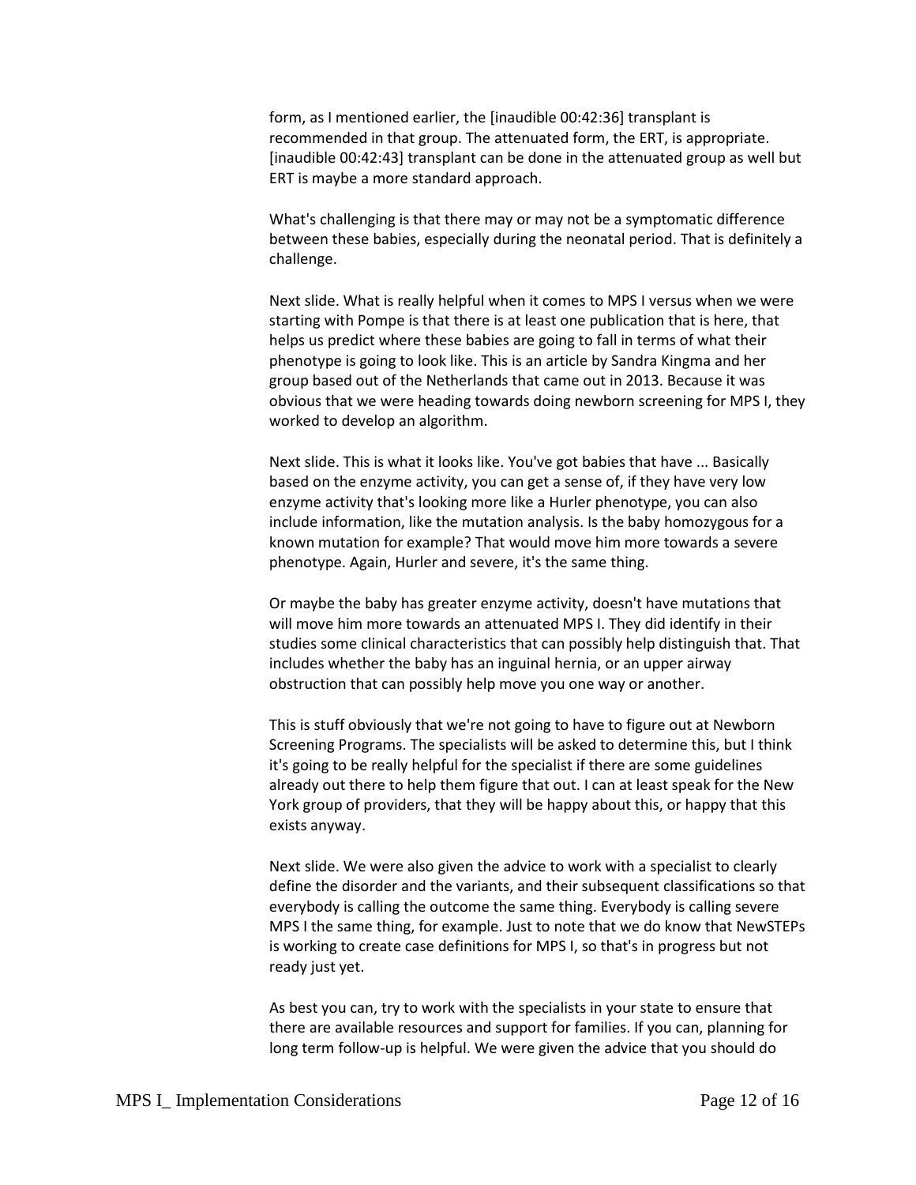form, as I mentioned earlier, the [inaudible 00:42:36] transplant is recommended in that group. The attenuated form, the ERT, is appropriate. [inaudible 00:42:43] transplant can be done in the attenuated group as well but ERT is maybe a more standard approach.

What's challenging is that there may or may not be a symptomatic difference between these babies, especially during the neonatal period. That is definitely a challenge.

Next slide. What is really helpful when it comes to MPS I versus when we were starting with Pompe is that there is at least one publication that is here, that helps us predict where these babies are going to fall in terms of what their phenotype is going to look like. This is an article by Sandra Kingma and her group based out of the Netherlands that came out in 2013. Because it was obvious that we were heading towards doing newborn screening for MPS I, they worked to develop an algorithm.

Next slide. This is what it looks like. You've got babies that have ... Basically based on the enzyme activity, you can get a sense of, if they have very low enzyme activity that's looking more like a Hurler phenotype, you can also include information, like the mutation analysis. Is the baby homozygous for a known mutation for example? That would move him more towards a severe phenotype. Again, Hurler and severe, it's the same thing.

Or maybe the baby has greater enzyme activity, doesn't have mutations that will move him more towards an attenuated MPS I. They did identify in their studies some clinical characteristics that can possibly help distinguish that. That includes whether the baby has an inguinal hernia, or an upper airway obstruction that can possibly help move you one way or another.

This is stuff obviously that we're not going to have to figure out at Newborn Screening Programs. The specialists will be asked to determine this, but I think it's going to be really helpful for the specialist if there are some guidelines already out there to help them figure that out. I can at least speak for the New York group of providers, that they will be happy about this, or happy that this exists anyway.

Next slide. We were also given the advice to work with a specialist to clearly define the disorder and the variants, and their subsequent classifications so that everybody is calling the outcome the same thing. Everybody is calling severe MPS I the same thing, for example. Just to note that we do know that NewSTEPs is working to create case definitions for MPS I, so that's in progress but not ready just yet.

As best you can, try to work with the specialists in your state to ensure that there are available resources and support for families. If you can, planning for long term follow-up is helpful. We were given the advice that you should do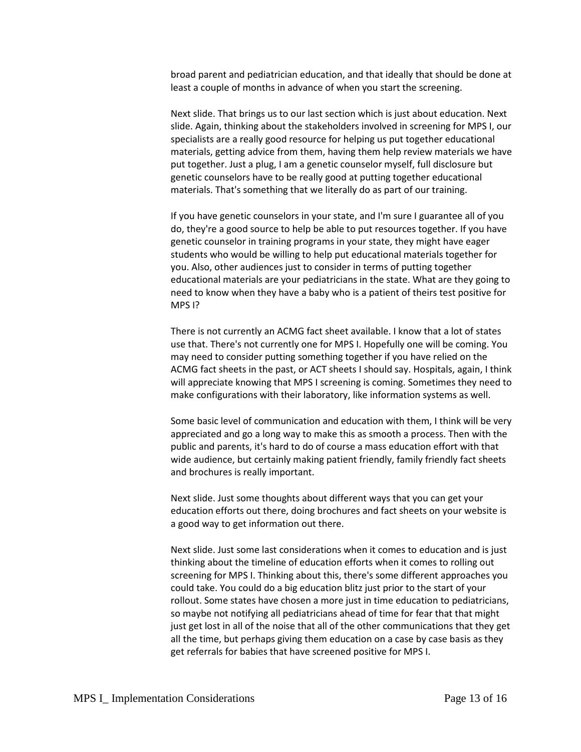broad parent and pediatrician education, and that ideally that should be done at least a couple of months in advance of when you start the screening.

Next slide. That brings us to our last section which is just about education. Next slide. Again, thinking about the stakeholders involved in screening for MPS I, our specialists are a really good resource for helping us put together educational materials, getting advice from them, having them help review materials we have put together. Just a plug, I am a genetic counselor myself, full disclosure but genetic counselors have to be really good at putting together educational materials. That's something that we literally do as part of our training.

If you have genetic counselors in your state, and I'm sure I guarantee all of you do, they're a good source to help be able to put resources together. If you have genetic counselor in training programs in your state, they might have eager students who would be willing to help put educational materials together for you. Also, other audiences just to consider in terms of putting together educational materials are your pediatricians in the state. What are they going to need to know when they have a baby who is a patient of theirs test positive for MPS I?

There is not currently an ACMG fact sheet available. I know that a lot of states use that. There's not currently one for MPS I. Hopefully one will be coming. You may need to consider putting something together if you have relied on the ACMG fact sheets in the past, or ACT sheets I should say. Hospitals, again, I think will appreciate knowing that MPS I screening is coming. Sometimes they need to make configurations with their laboratory, like information systems as well.

Some basic level of communication and education with them, I think will be very appreciated and go a long way to make this as smooth a process. Then with the public and parents, it's hard to do of course a mass education effort with that wide audience, but certainly making patient friendly, family friendly fact sheets and brochures is really important.

Next slide. Just some thoughts about different ways that you can get your education efforts out there, doing brochures and fact sheets on your website is a good way to get information out there.

Next slide. Just some last considerations when it comes to education and is just thinking about the timeline of education efforts when it comes to rolling out screening for MPS I. Thinking about this, there's some different approaches you could take. You could do a big education blitz just prior to the start of your rollout. Some states have chosen a more just in time education to pediatricians, so maybe not notifying all pediatricians ahead of time for fear that that might just get lost in all of the noise that all of the other communications that they get all the time, but perhaps giving them education on a case by case basis as they get referrals for babies that have screened positive for MPS I.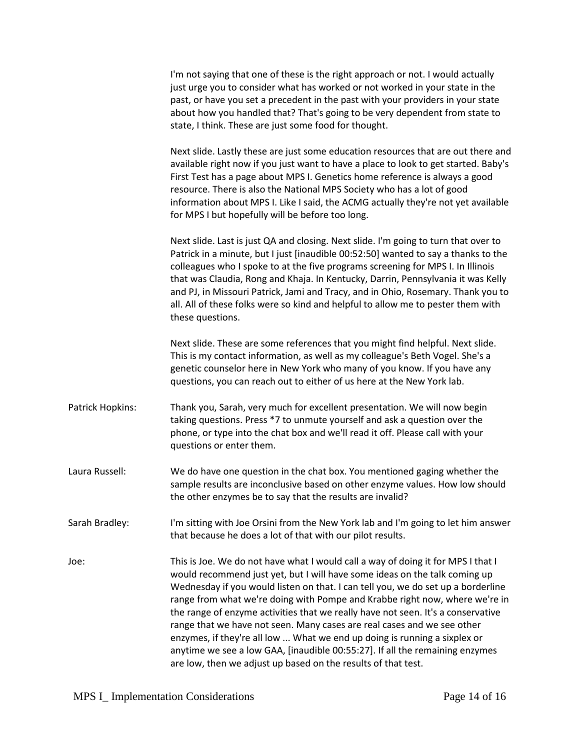I'm not saying that one of these is the right approach or not. I would actually just urge you to consider what has worked or not worked in your state in the past, or have you set a precedent in the past with your providers in your state about how you handled that? That's going to be very dependent from state to state, I think. These are just some food for thought.

Next slide. Lastly these are just some education resources that are out there and available right now if you just want to have a place to look to get started. Baby's First Test has a page about MPS I. Genetics home reference is always a good resource. There is also the National MPS Society who has a lot of good information about MPS I. Like I said, the ACMG actually they're not yet available for MPS I but hopefully will be before too long.

Next slide. Last is just QA and closing. Next slide. I'm going to turn that over to Patrick in a minute, but I just [inaudible 00:52:50] wanted to say a thanks to the colleagues who I spoke to at the five programs screening for MPS I. In Illinois that was Claudia, Rong and Khaja. In Kentucky, Darrin, Pennsylvania it was Kelly and PJ, in Missouri Patrick, Jami and Tracy, and in Ohio, Rosemary. Thank you to all. All of these folks were so kind and helpful to allow me to pester them with these questions.

Next slide. These are some references that you might find helpful. Next slide. This is my contact information, as well as my colleague's Beth Vogel. She's a genetic counselor here in New York who many of you know. If you have any questions, you can reach out to either of us here at the New York lab.

Patrick Hopkins: Thank you, Sarah, very much for excellent presentation. We will now begin taking questions. Press *7 to unmute yourself and ask a question over the phone, or type into the chat box and we'll read it off. Please call with your questions or enter them.

Laura Russell: We do have one question in the chat box. You mentioned gaging whether the sample results are inconclusive based on other enzyme values. How low should the other enzymes be to say that the results are invalid?

Sarah Bradley: I'm sitting with Joe Orsini from the New York lab and I'm going to let him answer that because he does a lot of that with our pilot results.

Joe: This is Joe. We do not have what I would call a way of doing it for MPS I that I would recommend just yet, but I will have some ideas on the talk coming up Wednesday if you would listen on that. I can tell you, we do set up a borderline range from what we're doing with Pompe and Krabbe right now, where we're in the range of enzyme activities that we really have not seen. It's a conservative range that we have not seen. Many cases are real cases and we see other enzymes, if they're all low ... What we end up doing is running a sixplex or anytime we see a low GAA, [inaudible 00:55:27]. If all the remaining enzymes are low, then we adjust up based on the results of that test.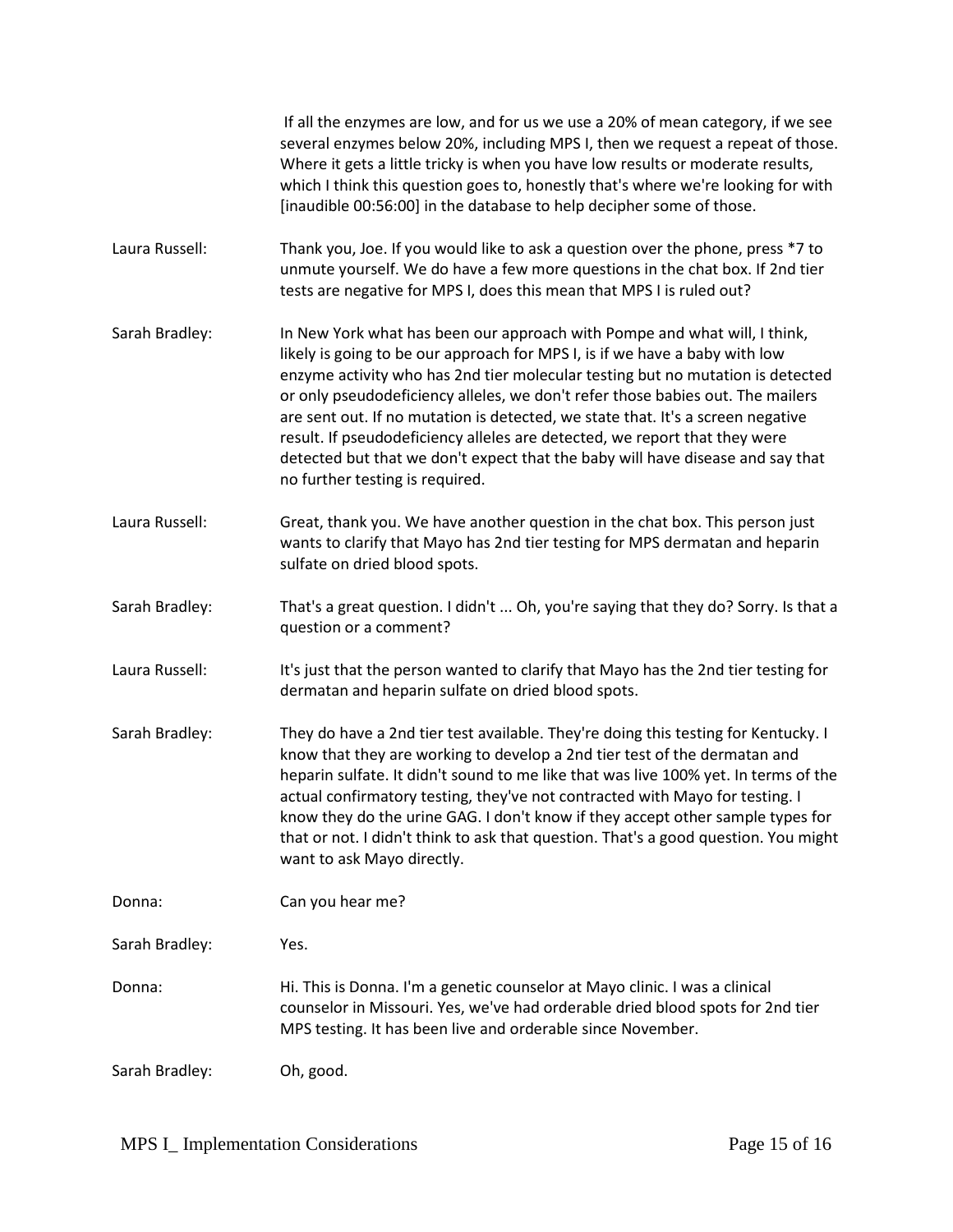If all the enzymes are low, and for us we use a 20% of mean category, if we see several enzymes below 20%, including MPS I, then we request a repeat of those. Where it gets a little tricky is when you have low results or moderate results, which I think this question goes to, honestly that's where we're looking for with [inaudible 00:56:00] in the database to help decipher some of those.

Laura Russell: Thank you, Joe. If you would like to ask a question over the phone, press *7 to unmute yourself. We do have a few more questions in the chat box. If 2nd tier tests are negative for MPS I, does this mean that MPS I is ruled out?

Sarah Bradley: In New York what has been our approach with Pompe and what will, I think, likely is going to be our approach for MPS I, is if we have a baby with low enzyme activity who has 2nd tier molecular testing but no mutation is detected or only pseudodeficiency alleles, we don't refer those babies out. The mailers are sent out. If no mutation is detected, we state that. It's a screen negative result. If pseudodeficiency alleles are detected, we report that they were detected but that we don't expect that the baby will have disease and say that no further testing is required.

Laura Russell: Great, thank you. We have another question in the chat box. This person just wants to clarify that Mayo has 2nd tier testing for MPS dermatan and heparin sulfate on dried blood spots.

Sarah Bradley: That's a great question. I didn't ... Oh, you're saying that they do? Sorry. Is that a question or a comment?

Laura Russell: It's just that the person wanted to clarify that Mayo has the 2nd tier testing for dermatan and heparin sulfate on dried blood spots.

Sarah Bradley: They do have a 2nd tier test available. They're doing this testing for Kentucky. I know that they are working to develop a 2nd tier test of the dermatan and heparin sulfate. It didn't sound to me like that was live 100% yet. In terms of the actual confirmatory testing, they've not contracted with Mayo for testing. I know they do the urine GAG. I don't know if they accept other sample types for that or not. I didn't think to ask that question. That's a good question. You might want to ask Mayo directly.

Donna: Can you hear me?

Sarah Bradley: Yes.

Donna: Hi. This is Donna. I'm a genetic counselor at Mayo clinic. I was a clinical counselor in Missouri. Yes, we've had orderable dried blood spots for 2nd tier MPS testing. It has been live and orderable since November.

Sarah Bradley: Oh, good.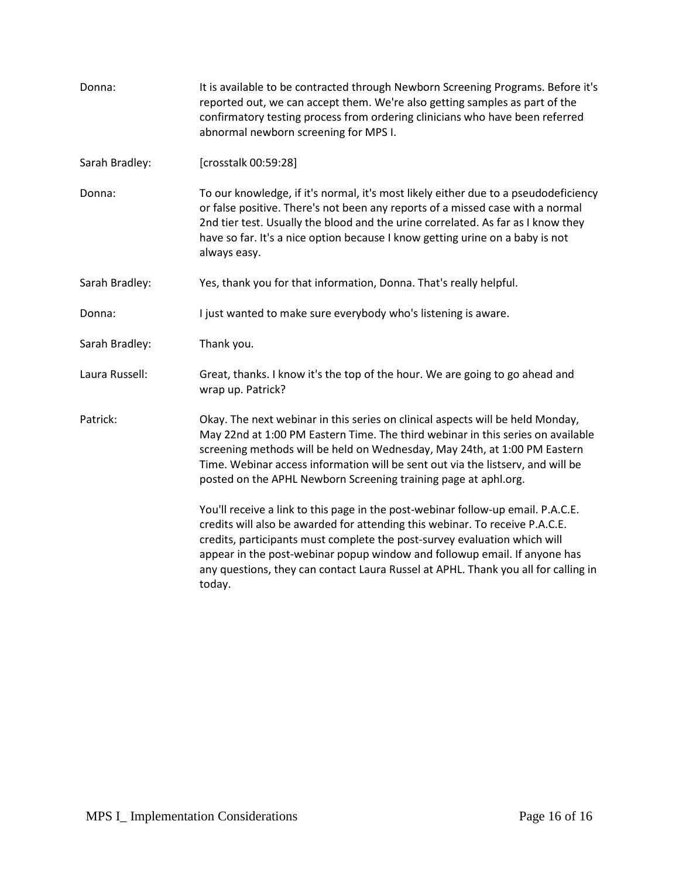Donna: It is available to be contracted through Newborn Screening Programs. Before it's reported out, we can accept them. We're also getting samples as part of the confirmatory testing process from ordering clinicians who have been referred abnormal newborn screening for MPS I.

Sarah Bradley: [crosstalk 00:59:28]

Donna: To our knowledge, if it's normal, it's most likely either due to a pseudodeficiency or false positive. There's not been any reports of a missed case with a normal 2nd tier test. Usually the blood and the urine correlated. As far as I know they have so far. It's a nice option because I know getting urine on a baby is not always easy.

Sarah Bradley: Yes, thank you for that information, Donna. That's really helpful.

Donna: I just wanted to make sure everybody who's listening is aware.

Sarah Bradley: Thank you.

Laura Russell: Great, thanks. I know it's the top of the hour. We are going to go ahead and wrap up. Patrick?

Patrick: Okay. The next webinar in this series on clinical aspects will be held Monday, May 22nd at 1:00 PM Eastern Time. The third webinar in this series on available screening methods will be held on Wednesday, May 24th, at 1:00 PM Eastern Time. Webinar access information will be sent out via the listserv, and will be posted on the APHL Newborn Screening training page at aphl.org.

You'll receive a link to this page in the post-webinar follow-up email. P.A.C.E. credits will also be awarded for attending this webinar. To receive P.A.C.E. credits, participants must complete the post-survey evaluation which will appear in the post-webinar popup window and followup email. If anyone has any questions, they can contact Laura Russel at APHL. Thank you all for calling in today.